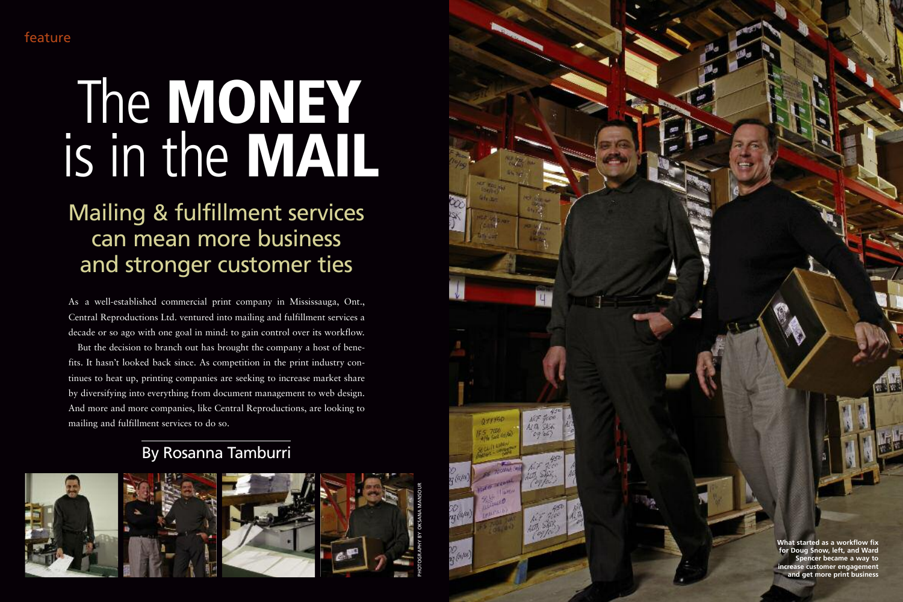feature

# The **MONEY** is in the **MAIL**

## Mailing & fulfillment services can mean more business and stronger customer ties

As a well-established commercial print company in Mississauga, Ont., Central Reproductions Ltd. ventured into mailing and fulfillment services a decade or so ago with one goal in mind: to gain control over its workflow.

But the decision to branch out has brought the company a host of benefits. It hasn't looked back since. As competition in the print industry continues to heat up, printing companies are seeking to increase market share by diversifying into everything from document management to web design. And more and more companies, like Central Reproductions, are looking to mailing and fulfillment services to do so.

By Rosanna Tamburri

PHOTOGRAPHY BY OKSANA MANSOUR

What started as a workflow fix for Doug Snow, left, and Ward Spencer became a way to increase customer engagement and get more print business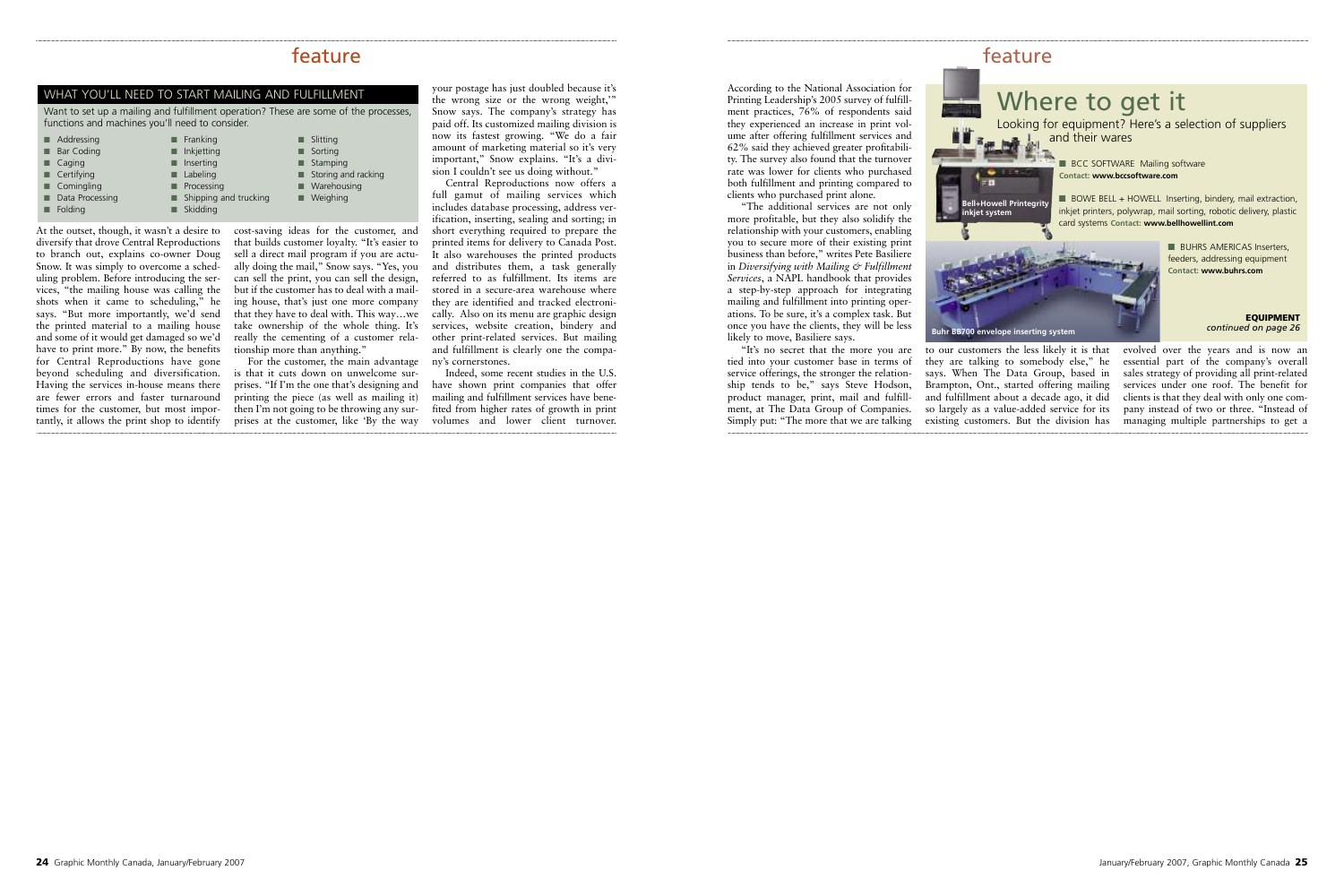## WHAT YOU'LL NEED TO START MAILING AND FULFILLMENT

Want to set up a mailing and fulfillment operation? These are some of the processes, functions and machines you'll need to consider.

- Addressing
- Bar Coding
- Caging
- Certifying
- Comingling
- Data Processing
- Folding
- Franking
- Inkjetting
- Inserting
- Labeling
- Processing
- Shipping and trucking
- Skidding
- Slitting
- Sorting
- Stamping
- Storing and racking
- Warehousing
- Weighing

At the outset, though, it wasn't a desire to diversify that drove Central Reproductions to branch out, explains co-owner Doug Snow. It was simply to overcome a scheduling problem. Before introducing the services, "the mailing house was calling the shots when it came to scheduling," he says. "But more importantly, we'd send the printed material to a mailing house and some of it would get damaged so we'd have to print more." By now, the benefits for Central Reproductions have gone beyond scheduling and diversification. Having the services in-house means there are fewer errors and faster turnaround times for the customer, but most importantly, it allows the print shop to identify cost-saving ideas for the customer, and that builds customer loyalty. "It's easier to sell a direct mail program if you are actually doing the mail," Snow says. "Yes, you can sell the print, you can sell the design, but if the customer has to deal with a mailing house, that's just one more company that they have to deal with. This way…we take ownership of the whole thing. It's really the cementing of a customer relationship more than anything."

For the customer, the main advantage is that it cuts down on unwelcome surprises. "If I'm the one that's designing and printing the piece (as well as mailing it) then I'm not going to be throwing any surprises at the customer, like 'By the way your postage has just doubled because it's the wrong size or the wrong weight,'" Snow says. The company's strategy has paid off. Its customized mailing division is now its fastest growing. "We do a fair amount of marketing material so it's very important," Snow explains. "It's a division I couldn't see us doing without."

Central Reproductions now offers a full gamut of mailing services which includes database processing, address verification, inserting, sealing and sorting; in short everything required to prepare the printed items for delivery to Canada Post. It also warehouses the printed products and distributes them, a task generally referred to as fulfillment. Its items are stored in a secure-area warehouse where they are identified and tracked electronically. Also on its menu are graphic design services, website creation, bindery and other print-related services. But mailing and fulfillment is clearly one the company's cornerstones.

Indeed, some recent studies in the U.S. have shown print companies that offer mailing and fulfillment services have benefited from higher rates of growth in print volumes and lower client turnover. According to the National Association for Printing Leadership's 2005 survey of fulfillment practices, 76% of respondents said they experienced an increase in print volume after offering fulfillment services and 62% said they achieved greater profitability. The survey also found that the turnover rate was lower for clients who purchased both fulfillment and printing compared to clients who purchased print alone.

"The additional services are not only more profitable, but they also solidify the relationship with your customers, enabling you to secure more of their existing print business than before," writes Pete Basiliere in *Diversifying with Mailing & Fulfillment Services*, a NAPL handbook that provides a step-by-step approach for integrating mailing and fulfillment into printing operations. To be sure, it's a complex task. But once you have the clients, they will be less likely to move, Basiliere says.

"It's no secret that the more you are tied into your customer base in terms of service offerings, the stronger the relationship tends to be," says Steve Hodson, product manager, print, mail and fulfillment, at The Data Group of Companies. Simply put: "The more that we are talking to our customers the less likely it is that they are talking to somebody else," he says. When The Data Group, based in Brampton, Ont., started offering mailing and fulfillment about a decade ago, it did so largely as a value-added service for its existing customers. But the division has evolved over the years and is now an essential part of the company's overall sales strategy of providing all print-related services under one roof. The benefit for clients is that they deal with only one company instead of two or three. "Instead of managing multiple partnerships to get a

## Where to get it

Looking for equipment? Here's a selection of suppliers and their wares

- **BCC SOFTWARE** Mailing software **Contact: www.bccsoftware.com**
- **BOWE BELL + HOWELL** Inserting, bindery, mail extraction, inkjet printers, polywrap, mail sorting, robotic delivery, plastic card systems **Contact: www.bellhowellint.com**
- **BUHRS AMERICAS** Inserters, feeders, addressing equipment **Contact: www.buhrs.com**

Bell+Howell Printegrity inkjet system

Buhr BB700 envelope inserting system

**EQUIPMENT** *continued on page 26*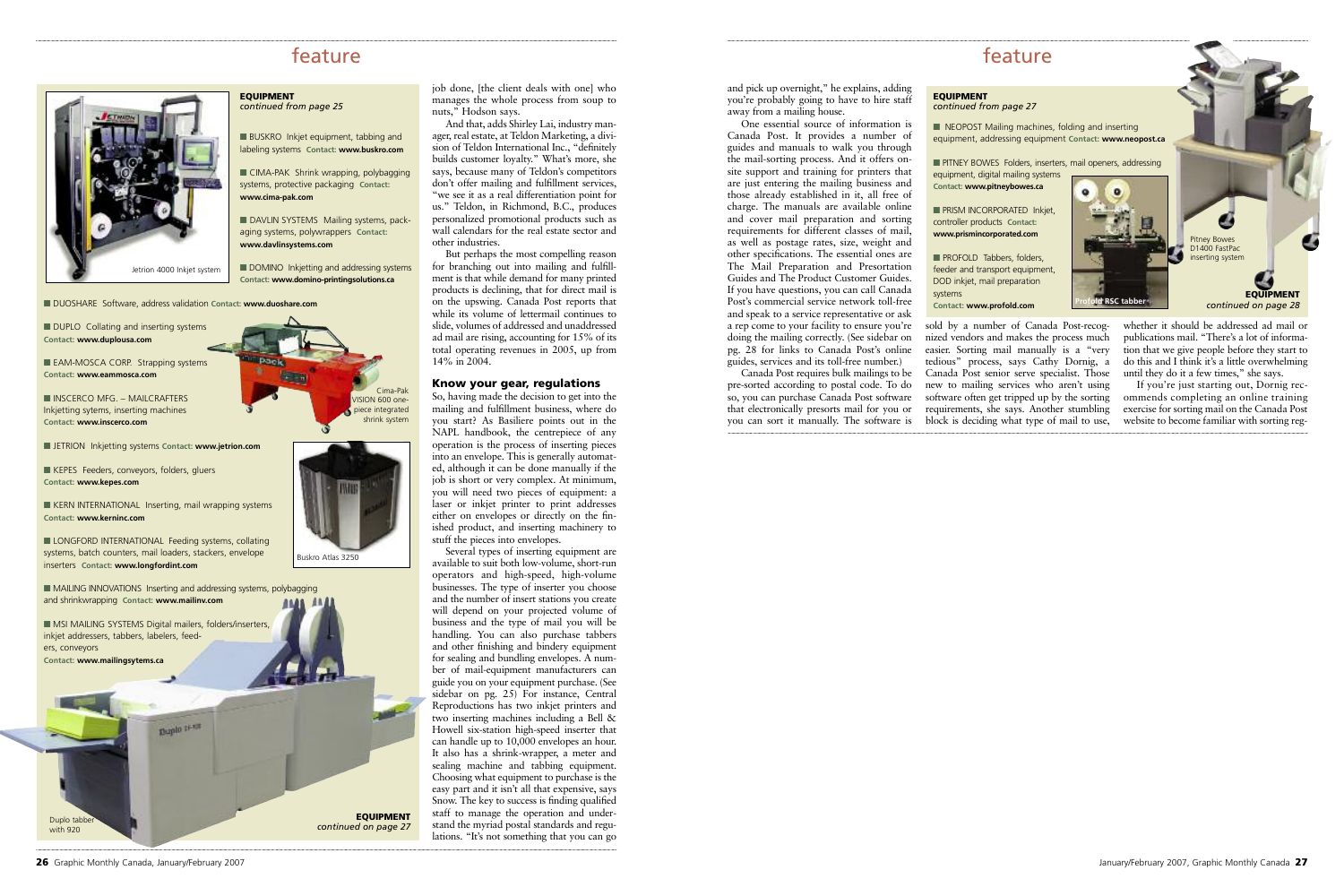# feature

**EQUIPMENT**
*continued from page 25*

- BUSKRO Inkjet equipment, tabbing and labeling systems **Contact: www.buskro.com**
- CIMA-PAK Shrink wrapping, polybagging systems, protective packaging **Contact: www.cima-pak.com**
- DAVLIN SYSTEMS Mailing systems, packaging systems, polywrappers **Contact: www.davlinsystems.com**
- DOMINO Inkjetting and addressing systems **Contact: www.domino-printingsolutions.ca**
- DUOSHARE Software, address validation **Contact: www.duoshare.com**
- DUPLO Collating and inserting systems **Contact: www.duplousa.com**
- EAM-MOSCA CORP. Strapping systems **Contact: www.eammosca.com**
- INSCERCO MFG. – MAILCRAFTERS Inkjetting sytems, inserting machines **Contact: www.inscerco.com**
- JETRION Inkjetting systems **Contact: www.jetrion.com**
- KEPES Feeders, conveyors, folders, gluers **Contact: www.kepes.com**
- KERN INTERNATIONAL Inserting, mail wrapping systems **Contact: www.kerninc.com**
- LONGFORD INTERNATIONAL Feeding systems, collating systems, batch counters, mail loaders, stackers, envelope inserters **Contact: www.longfordint.com**
- MAILING INNOVATIONS Inserting and addressing systems, polybagging and shrinkwrapping **Contact: www.mailinv.com**
- MSI MAILING SYSTEMS Digital mailers, folders/inserters, inkjet addressers, tabbers, labelers, feeders, conveyors **Contact: www.mailingsytems.ca**

Jetrion 4000 Inkjet system

Cima-Pak VISION 600 one-piece integrated shrink system

Buskro Atlas 3250

Duplo tabber with 920

**EQUIPMENT**
*continued on page 27*

job done, [the client deals with one] who manages the whole process from soup to nuts," Hodson says.

And that, adds Shirley Lai, industry manager, real estate, at Teldon Marketing, a division of Teldon International Inc., "definitely builds customer loyalty." What's more, she says, because many of Teldon's competitors don't offer mailing and fulfillment services, "we see it as a real differentiation point for us." Teldon, in Richmond, B.C., produces personalized promotional products such as wall calendars for the real estate sector and other industries.

But perhaps the most compelling reason for branching out into mailing and fulfillment is that while demand for many printed products is declining, that for direct mail is on the upswing. Canada Post reports that while its volume of lettermail continues to slide, volumes of addressed and unaddressed ad mail are rising, accounting for 15% of its total operating revenues in 2005, up from 14% in 2004.

## Know your gear, regulations

So, having made the decision to get into the mailing and fulfillment business, where do you start? As Basiliere points out in the NAPL handbook, the centrepiece of any operation is the process of inserting pieces into an envelope. This is generally automated, although it can be done manually if the job is short or very complex. At minimum, you will need two pieces of equipment: a laser or inkjet printer to print addresses either on envelopes or directly on the finished product, and inserting machinery to stuff the pieces into envelopes.

Several types of inserting equipment are available to suit both low-volume, short-run operators and high-speed, high-volume businesses. The type of inserter you choose and the number of insert stations you create will depend on your projected volume of business and the type of mail you will be handling. You can also purchase tabbers and other finishing and bindery equipment for sealing and bundling envelopes. A number of mail-equipment manufacturers can guide you on your equipment purchase. (See sidebar on pg. 25) For instance, Central Reproductions has two inkjet printers and two inserting machines including a Bell & Howell six-station high-speed inserter that can handle up to 10,000 envelopes an hour. It also has a shrink-wrapper, a meter and sealing machine and tabbing equipment. Choosing what equipment to purchase is the easy part and it isn't all that expensive, says Snow. The key to success is finding qualified staff to manage the operation and understand the myriad postal standards and regulations. "It's not something that you can go and pick up overnight," he explains, adding you're probably going to have to hire staff away from a mailing house.

One essential source of information is Canada Post. It provides a number of guides and manuals to walk you through the mail-sorting process. And it offers onsite support and training for printers that are just entering the mailing business and those already established in it, all free of charge. The manuals are available online and cover mail preparation and sorting requirements for different classes of mail, as well as postage rates, size, weight and other specifications. The essential ones are The Mail Preparation and Presortation Guides and The Product Customer Guides. If you have questions, you can call Canada Post's commercial service network toll-free and speak to a service representative or ask a rep come to your facility to ensure you're doing the mailing correctly. (See sidebar on pg. 28 for links to Canada Post's online guides, services and its toll-free number.)

Canada Post requires bulk mailings to be pre-sorted according to postal code. To do so, you can purchase Canada Post software that electronically presorts mail for you or you can sort it manually. The software is sold by a number of Canada Post-recognized vendors and makes the process much easier. Sorting mail manually is a "very tedious" process, says Cathy Dornig, a Canada Post senior serve specialist. Those new to mailing services who aren't using software often get tripped up by the sorting requirements, she says. Another stumbling block is deciding what type of mail to use, whether it should be addressed ad mail or publications mail. "There's a lot of information that we give people before they start to do this and I think it's a little overwhelming until they do it a few times," she says.

If you're just starting out, Dornig recommends completing an online training exercise for sorting mail on the Canada Post website to become familiar with sorting reg-

# feature

**EQUIPMENT**
*continued from page 27*

- NEOPOST Mailing machines, folding and inserting equipment, addressing equipment **Contact: www.neopost.ca**
- PITNEY BOWES Folders, inserters, mail openers, addressing equipment, digital mailing systems **Contact: www.pitneybowes.ca**
- PRISM INCORPORATED Inkjet, controller products **Contact: www.prismincorporated.com**
- PROFOLD Tabbers, folders, feeder and transport equipment, DOD inkjet, mail preparation systems **Contact: www.profold.com**

Profold RSC tabber

Pitney Bowes D1400 FastPac inserting system

**EQUIPMENT**
*continued on page 28*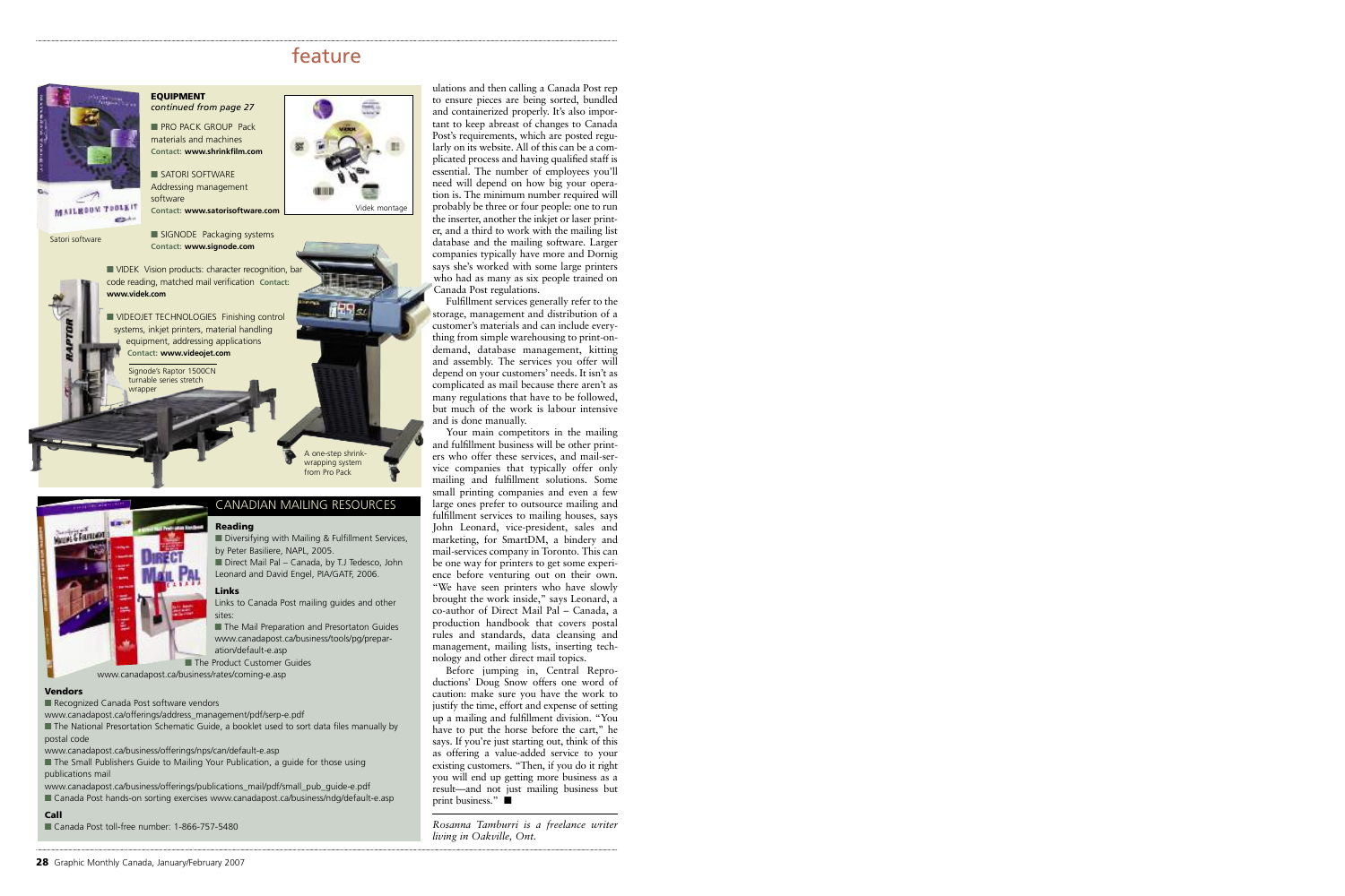## EQUIPMENT

*continued from page 27*

- PRO PACK GROUP Pack materials and machines **Contact: www.shrinkfilm.com**
- SATORI SOFTWARE Addressing management software **Contact: www.satorisoftware.com**
- SIGNODE Packaging systems **Contact: www.signode.com**
- VIDEK Vision products: character recognition, bar code reading, matched mail verification **Contact: www.videk.com**
- VIDEOJET TECHNOLOGIES Finishing control systems, inkjet printers, material handling equipment, addressing applications **Contact: www.videojet.com**

Satori software

Videk montage

Signode's Raptor 1500CN turnable series stretch wrapper

A one-step shrink-wrapping system from Pro Pack

## CANADIAN MAILING RESOURCES

### Reading

- Diversifying with Mailing & Fulfillment Services, by Peter Basiliere, NAPL, 2005.
- Direct Mail Pal – Canada, by T.J Tedesco, John Leonard and David Engel, PIA/GATF, 2006.

### Links

Links to Canada Post mailing guides and other sites:

- The Mail Preparation and Presortaton Guides www.canadapost.ca/business/tools/pg/preparation/default-e.asp
- The Product Customer Guides www.canadapost.ca/business/rates/coming-e.asp

### Vendors

- Recognized Canada Post software vendors www.canadapost.ca/offerings/address_management/pdf/serp-e.pdf
- The National Presortation Schematic Guide, a booklet used to sort data files manually by postal code www.canadapost.ca/business/offerings/nps/can/default-e.asp
- The Small Publishers Guide to Mailing Your Publication, a guide for those using publications mail www.canadapost.ca/business/offerings/publications_mail/pdf/small_pub_guide-e.pdf
- Canada Post hands-on sorting exercises www.canadapost.ca/business/ndg/default-e.asp

### Call

- Canada Post toll-free number: 1-866-757-5480

ulations and then calling a Canada Post rep to ensure pieces are being sorted, bundled and containerized properly. It's also important to keep abreast of changes to Canada Post's requirements, which are posted regularly on its website. All of this can be a complicated process and having qualified staff is essential. The number of employees you'll need will depend on how big your operation is. The minimum number required will probably be three or four people: one to run the inserter, another the inkjet or laser printer, and a third to work with the mailing list database and the mailing software. Larger companies typically have more and Dornig says she's worked with some large printers who had as many as six people trained on Canada Post regulations.

Fulfillment services generally refer to the storage, management and distribution of a customer's materials and can include everything from simple warehousing to print-on-demand, database management, kitting and assembly. The services you offer will depend on your customers' needs. It isn't as complicated as mail because there aren't as many regulations that have to be followed, but much of the work is labour intensive and is done manually.

Your main competitors in the mailing and fulfillment business will be other printers who offer these services, and mail-service companies that typically offer only mailing and fulfillment solutions. Some small printing companies and even a few large ones prefer to outsource mailing and fulfillment services to mailing houses, says John Leonard, vice-president, sales and marketing, for SmartDM, a bindery and mail-services company in Toronto. This can be one way for printers to get some experience before venturing out on their own. "We have seen printers who have slowly brought the work inside," says Leonard, a co-author of Direct Mail Pal – Canada, a production handbook that covers postal rules and standards, data cleansing and management, mailing lists, inserting technology and other direct mail topics.

Before jumping in, Central Reproductions' Doug Snow offers one word of caution: make sure you have the work to justify the time, effort and expense of setting up a mailing and fulfillment division. "You have to put the horse before the cart," he says. If you're just starting out, think of this as offering a value-added service to your existing customers. "Then, if you do it right you will end up getting more business as a result—and not just mailing business but print business." ■

*Rosanna Tamburri is a freelance writer living in Oakville, Ont.*